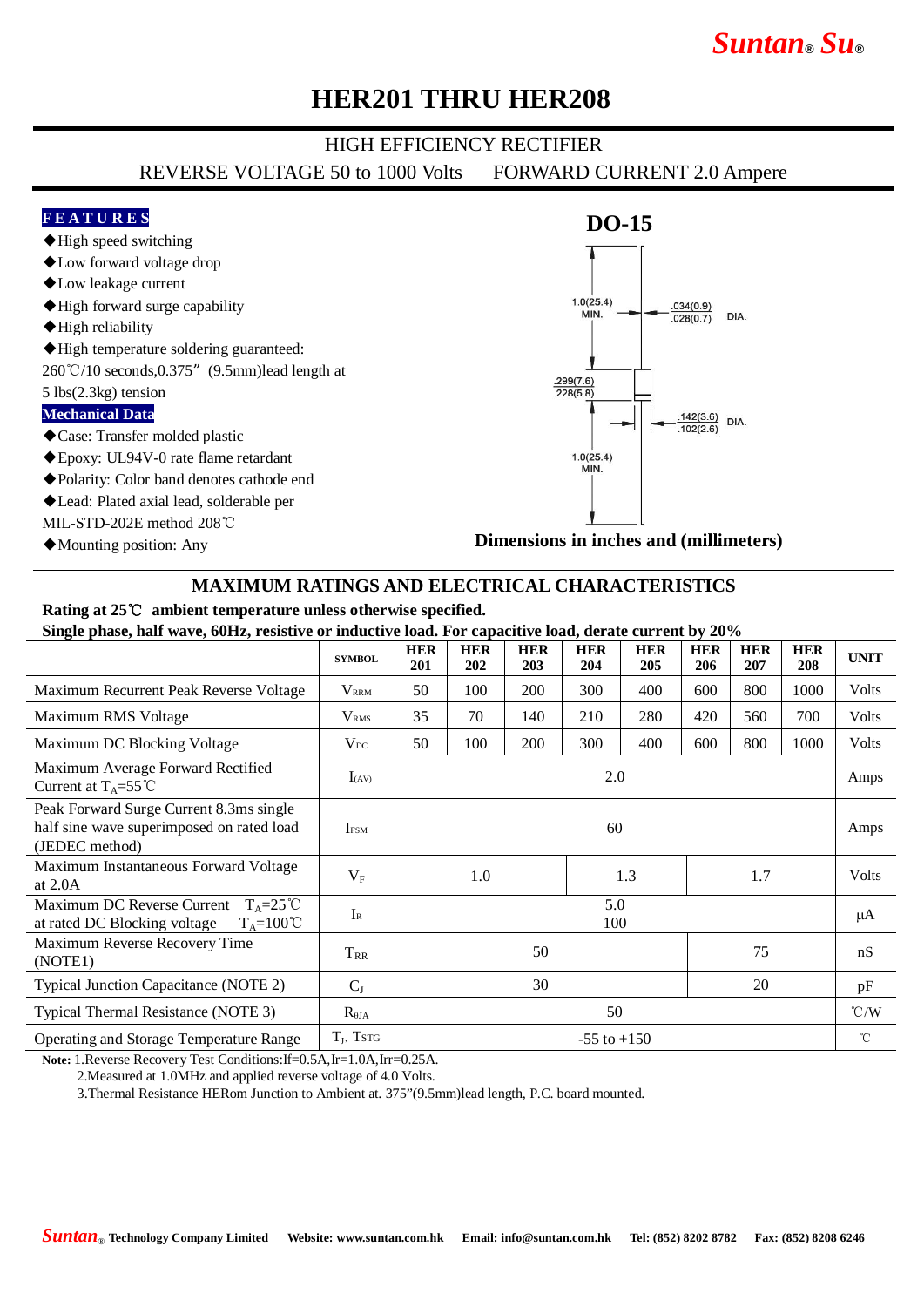# HER201 THRU HER208

HIGH EFFICIENCY RECTIFIER

REVERSE VOLTAGE 50 to 1000 Volts　　FORWARD CURRENT 2.0 Ampere

## FEATURES

- ◆High speed switching
- ◆Low forward voltage drop
- ◆Low leakage current
- ◆High forward surge capability
- ◆High reliability
- ◆High temperature soldering guaranteed: 260℃/10 seconds,0.375"(9.5mm)lead length at 5 lbs(2.3kg) tension

## Mechanical Data

- ◆Case: Transfer molded plastic
- ◆Epoxy: UL94V-0 rate flame retardant
- ◆Polarity: Color band denotes cathode end
- ◆Lead: Plated axial lead, solderable per MIL-STD-202E method 208℃
- ◆Mounting position: Any

## DO-15

1.0(25.4) MIN.

.034(0.9) / .028(0.7) DIA.

.299(7.6) / .228(5.8)

.142(3.6) / .102(2.6) DIA.

1.0(25.4) MIN.

**Dimensions in inches and (millimeters)**

## MAXIMUM RATINGS AND ELECTRICAL CHARACTERISTICS

**Rating at 25℃ ambient temperature unless otherwise specified.**

**Single phase, half wave, 60Hz, resistive or inductive load. For capacitive load, derate current by 20%**

| | SYMBOL | HER 201 | HER 202 | HER 203 | HER 204 | HER 205 | HER 206 | HER 207 | HER 208 | UNIT |
|---|---|---|---|---|---|---|---|---|---|---|
| Maximum Recurrent Peak Reverse Voltage | $V_{RRM}$ | 50 | 100 | 200 | 300 | 400 | 600 | 800 | 1000 | Volts |
| Maximum RMS Voltage | $V_{RMS}$ | 35 | 70 | 140 | 210 | 280 | 420 | 560 | 700 | Volts |
| Maximum DC Blocking Voltage | $V_{DC}$ | 50 | 100 | 200 | 300 | 400 | 600 | 800 | 1000 | Volts |
| Maximum Average Forward Rectified Current at $T_A$=55℃ | $I_{(AV)}$ | 2.0 | | | | | | | | Amps |
| Peak Forward Surge Current 8.3ms single half sine wave superimposed on rated load (JEDEC method) | $I_{FSM}$ | 60 | | | | | | | | Amps |
| Maximum Instantaneous Forward Voltage at 2.0A | $V_F$ | 1.0 | | | 1.3 | | 1.7 | | | Volts |
| Maximum DC Reverse Current $T_A$=25℃ at rated DC Blocking voltage $T_A$=100℃ | $I_R$ | 5.0 / 100 | | | | | | | | μA |
| Maximum Reverse Recovery Time (NOTE1) | $T_{RR}$ | 50 | | | | | 75 | | | nS |
| Typical Junction Capacitance (NOTE 2) | $C_J$ | 30 | | | | | 20 | | | pF |
| Typical Thermal Resistance (NOTE 3) | $R_{\theta JA}$ | 50 | | | | | | | | ℃/W |
| Operating and Storage Temperature Range | $T_J$, $T_{STG}$ | -55 to +150 | | | | | | | | ℃ |

**Note:** 1.Reverse Recovery Test Conditions:If=0.5A,Ir=1.0A,Irr=0.25A.

2.Measured at 1.0MHz and applied reverse voltage of 4.0 Volts.

3.Thermal Resistance HERom Junction to Ambient at. 375"(9.5mm)lead length, P.C. board mounted.

Suntan® Technology Company Limited　Website: www.suntan.com.hk　Email: info@suntan.com.hk　Tel: (852) 8202 8782　Fax: (852) 8208 6246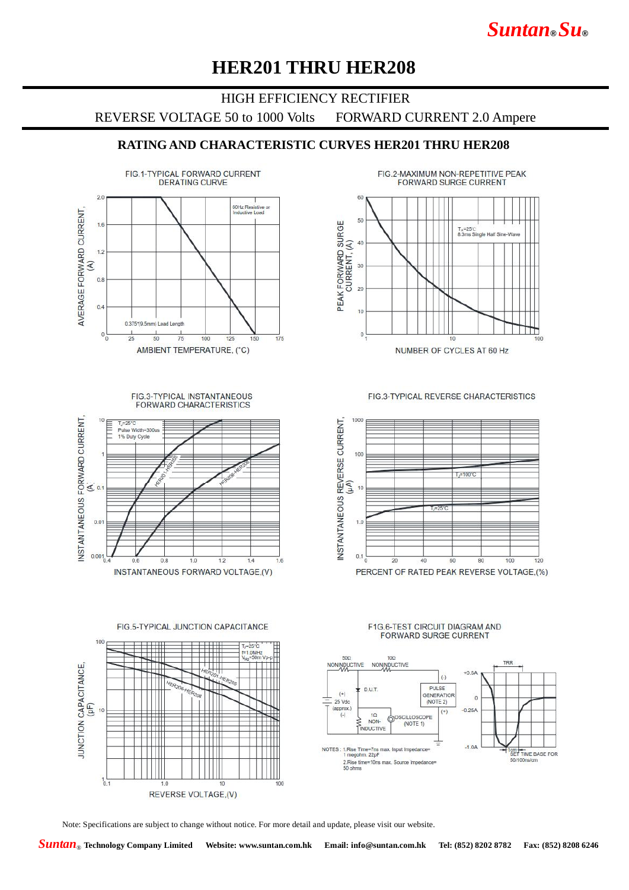# HER201 THRU HER208

HIGH EFFICIENCY RECTIFIER

REVERSE VOLTAGE 50 to 1000 Volts FORWARD CURRENT 2.0 Ampere

## RATING AND CHARACTERISTIC CURVES HER201 THRU HER208

FIG.1-TYPICAL FORWARD CURRENT DERATING CURVE

AVERAGE FORWARD CURRENT, (A)

2.0
1.6
1.2
0.8
0.4
0

0 25 50 75 100 125 150 175

60Hz Resistive or Inductive Load

0.375"(9.5mm) Lead Length

AMBIENT TEMPERATURE, (°C)

FIG.2-MAXIMUM NON-REPETITIVE PEAK FORWARD SURGE CURRENT

PEAK FORWARD SURGE CURRENT, (A)

60
50
40
30
20
10
0

1 10 100

$T_A$=25°C
8.3ms Single Half Sine-Wave

NUMBER OF CYCLES AT 60 Hz

FIG.3-TYPICAL INSTANTANEOUS FORWARD CHARACTERISTICS

INSTANTANEOUS FORWARD CURRENT, (A)

10
1
0.1
0.01
0.001

0.4 0.6 0.8 1.0 1.2 1.4 1.6

$T_J$=25°C
Pulse Width=300us
1% Duty Cycle

HER201-HER205

HER206-HER208

INSTANTANEOUS FORWARD VOLTAGE,(V)

FIG.3-TYPICAL REVERSE CHARACTERISTICS

INSTANTANEOUS REVERSE CURRENT, (μA)

1000
100
10
1.0
0.1

0 20 40 60 80 100 120

$T_J$=100°C

$T_J$=25°C

PERCENT OF RATED PEAK REVERSE VOLTAGE,(%)

FIG.5-TYPICAL JUNCTION CAPACITANCE

JUNCTION CAPACITANCE, (pF)

100
10
1

0.1 1.0 10 100

$T_J$=25°C
f=1.0MHz
$V_{sig}$=50m Vp-p

HER201-HER205

HER206-HER208

REVERSE VOLTAGE,(V)

FIG.6-TEST CIRCUIT DIAGRAM AND FORWARD SURGE CURRENT

50Ω NONINDUCTIVE

10Ω NONINDUCTIVE

D.U.T.

(+) 25 Vdc (approx.) (-)

1Ω NON-INDUCTIVE

PULSE GENERATOR (NOTE 2)

OSCILLOSCOPE (NOTE 1)

(-)

(+)

TRR

+0.5A
0
-0.25A
-1.0A

1cm

SET TIME BASE FOR 50/100ns/cm

NOTES : 1.Rise Time=7ns max. Input Impedance= 1 megohm. 22pF
2.Rise time=10ns max. Source Impedance= 50 ohms

Note: Specifications are subject to change without notice. For more detail and update, please visit our website.

Suntan® Technology Company Limited Website: www.suntan.com.hk Email: info@suntan.com.hk Tel: (852) 8202 8782 Fax: (852) 8208 6246